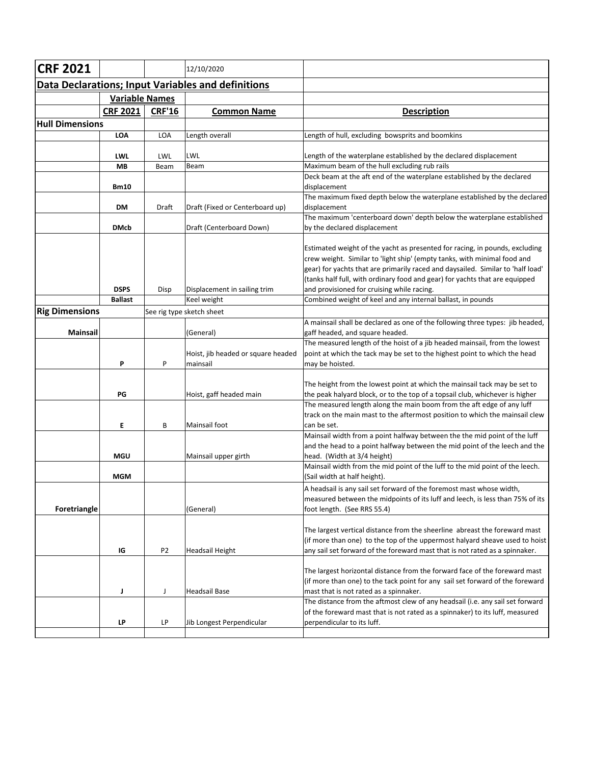| CRF 2021 | | | 12/10/2020 | |
|---|---|---|---|---|
| **Data Declarations; Input Variables and definitions** | | | | |
| | **Variable Names** | | | |
| | **CRF 2021** | **CRF'16** | **Common Name** | **Description** |
| **Hull Dimensions** | | | | |
| | **LOA** | LOA | Length overall | Length of hull, excluding bowsprits and boomkins |
| | **LWL** | LWL | LWL | Length of the waterplane established by the declared displacement |
| | **MB** | Beam | Beam | Maximum beam of the hull excluding rub rails |
| | **Bm10** | | | Deck beam at the aft end of the waterplane established by the declared displacement |
| | **DM** | Draft | Draft (Fixed or Centerboard up) | The maximum fixed depth below the waterplane established by the declared displacement |
| | **DMcb** | | Draft (Centerboard Down) | The maximum 'centerboard down' depth below the waterplane established by the declared displacement |
| | **DSPS** | Disp | Displacement in sailing trim | Estimated weight of the yacht as presented for racing, in pounds, excluding crew weight. Similar to 'light ship' (empty tanks, with minimal food and gear) for yachts that are primarily raced and daysailed. Similar to 'half load' (tanks half full, with ordinary food and gear) for yachts that are equipped and provisioned for cruising while racing. |
| | **Ballast** | | Keel weight | Combined weight of keel and any internal ballast, in pounds |
| **Rig Dimensions** | | See rig type sketch sheet | | |
| **Mainsail** | | | (General) | A mainsail shall be declared as one of the following three types: jib headed, gaff headed, and square headed. |
| | **P** | P | Hoist, jib headed or square headed mainsail | The measured length of the hoist of a jib headed mainsail, from the lowest point at which the tack may be set to the highest point to which the head may be hoisted. |
| | **PG** | | Hoist, gaff headed main | The height from the lowest point at which the mainsail tack may be set to the peak halyard block, or to the top of a topsail club, whichever is higher |
| | **E** | B | Mainsail foot | The measured length along the main boom from the aft edge of any luff track on the main mast to the aftermost position to which the mainsail clew can be set. |
| | **MGU** | | Mainsail upper girth | Mainsail width from a point halfway between the the mid point of the luff and the head to a point halfway between the mid point of the leech and the head. (Width at 3/4 height) |
| | **MGM** | | | Mainsail width from the mid point of the luff to the mid point of the leech. (Sail width at half height). |
| **Foretriangle** | | | (General) | A headsail is any sail set forward of the foremost mast whose width, measured between the midpoints of its luff and leech, is less than 75% of its foot length. (See RRS 55.4) |
| | **IG** | P2 | Headsail Height | The largest vertical distance from the sheerline abreast the foreward mast (if more than one) to the top of the uppermost halyard sheave used to hoist any sail set forward of the foreward mast that is not rated as a spinnaker. |
| | **J** | J | Headsail Base | The largest horizontal distance from the forward face of the foreward mast (if more than one) to the tack point for any sail set forward of the foreward mast that is not rated as a spinnaker. |
| | **LP** | LP | Jib Longest Perpendicular | The distance from the aftmost clew of any headsail (i.e. any sail set forward of the foreward mast that is not rated as a spinnaker) to its luff, measured perpendicular to its luff. |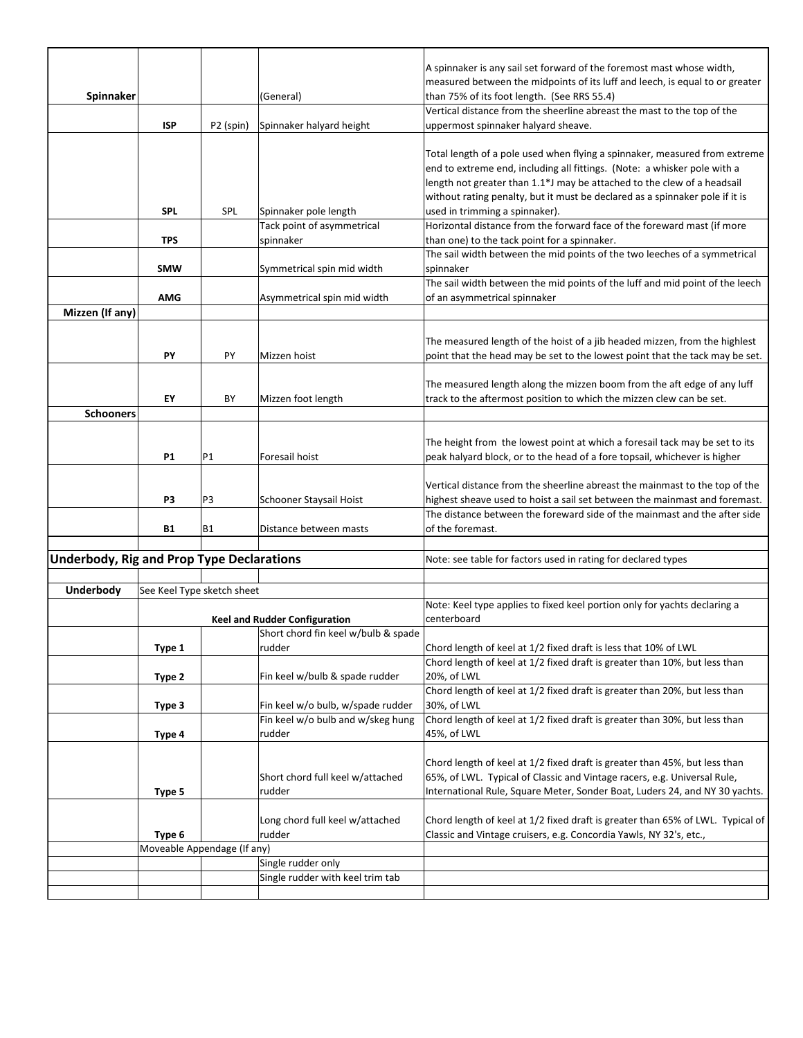| | | | | |
|---|---|---|---|---|
| **Spinnaker** | | | (General) | A spinnaker is any sail set forward of the foremost mast whose width, measured between the midpoints of its luff and leech, is equal to or greater than 75% of its foot length. (See RRS 55.4) |
| | **ISP** | P2 (spin) | Spinnaker halyard height | Vertical distance from the sheerline abreast the mast to the top of the uppermost spinnaker halyard sheave. |
| | **SPL** | SPL | Spinnaker pole length | Total length of a pole used when flying a spinnaker, measured from extreme end to extreme end, including all fittings. (Note: a whisker pole with a length not greater than 1.1*J may be attached to the clew of a headsail without rating penalty, but it must be declared as a spinnaker pole if it is used in trimming a spinnaker). |
| | **TPS** | | Tack point of asymmetrical spinnaker | Horizontal distance from the forward face of the foreward mast (if more than one) to the tack point for a spinnaker. |
| | **SMW** | | Symmetrical spin mid width | The sail width between the mid points of the two leeches of a symmetrical spinnaker |
| | **AMG** | | Asymmetrical spin mid width | The sail width between the mid points of the luff and mid point of the leech of an asymmetrical spinnaker |
| **Mizzen (If any)** | | | | |
| | **PY** | PY | Mizzen hoist | The measured length of the hoist of a jib headed mizzen, from the highlest point that the head may be set to the lowest point that the tack may be set. |
| | **EY** | BY | Mizzen foot length | The measured length along the mizzen boom from the aft edge of any luff track to the aftermost position to which the mizzen clew can be set. |
| **Schooners** | | | | |
| | **P1** | P1 | Foresail hoist | The height from the lowest point at which a foresail tack may be set to its peak halyard block, or to the head of a fore topsail, whichever is higher |
| | **P3** | P3 | Schooner Staysail Hoist | Vertical distance from the sheerline abreast the mainmast to the top of the highest sheave used to hoist a sail set between the mainmast and foremast. |
| | **B1** | B1 | Distance between masts | The distance between the foreward side of the mainmast and the after side of the foremast. |

## Underbody, Rig and Prop Type Declarations

Note: see table for factors used in rating for declared types

| | | | | |
|---|---|---|---|---|
| **Underbody** | See Keel Type sketch sheet | | | |
| | | | **Keel and Rudder Configuration** | Note: Keel type applies to fixed keel portion only for yachts declaring a centerboard |
| | **Type 1** | | Short chord fin keel w/bulb & spade rudder | Chord length of keel at 1/2 fixed draft is less that 10% of LWL |
| | **Type 2** | | Fin keel w/bulb & spade rudder | Chord length of keel at 1/2 fixed draft is greater than 10%, but less than 20%, of LWL |
| | **Type 3** | | Fin keel w/o bulb, w/spade rudder | Chord length of keel at 1/2 fixed draft is greater than 20%, but less than 30%, of LWL |
| | **Type 4** | | Fin keel w/o bulb and w/skeg hung rudder | Chord length of keel at 1/2 fixed draft is greater than 30%, but less than 45%, of LWL |
| | **Type 5** | | Short chord full keel w/attached rudder | Chord length of keel at 1/2 fixed draft is greater than 45%, but less than 65%, of LWL. Typical of Classic and Vintage racers, e.g. Universal Rule, International Rule, Square Meter, Sonder Boat, Luders 24, and NY 30 yachts. |
| | **Type 6** | | Long chord full keel w/attached rudder | Chord length of keel at 1/2 fixed draft is greater than 65% of LWL. Typical of Classic and Vintage cruisers, e.g. Concordia Yawls, NY 32's, etc., |
| | Moveable Appendage (If any) | | | |
| | | | Single rudder only | |
| | | | Single rudder with keel trim tab | |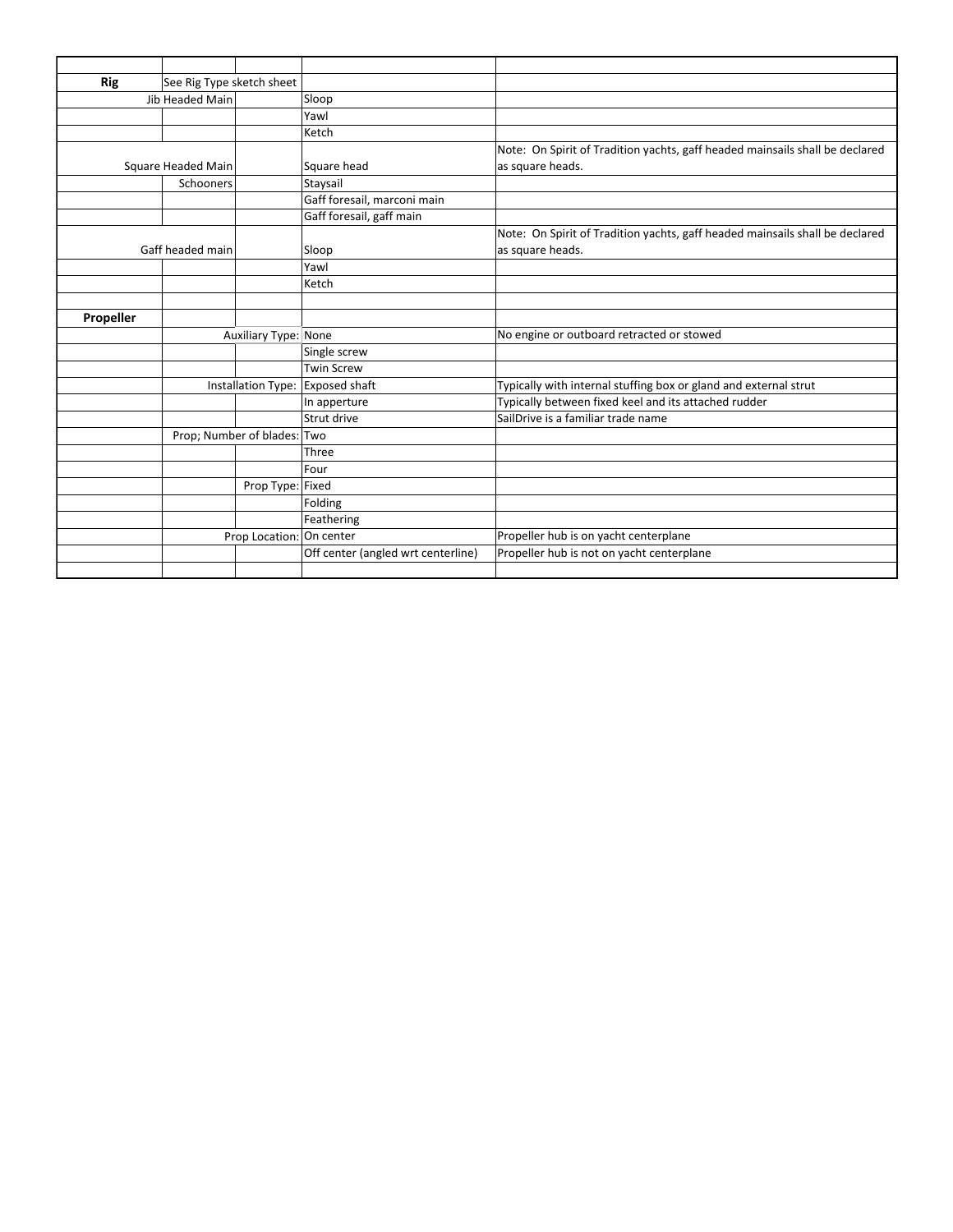| | | | | |
|---|---|---|---|---|
| | | | | |
| **Rig** | See Rig Type sketch sheet | | | |
| | Jib Headed Main | | Sloop | |
| | | | Yawl | |
| | | | Ketch | |
| | Square Headed Main | | Square head | Note: On Spirit of Tradition yachts, gaff headed mainsails shall be declared as square heads. |
| | Schooners | | Staysail | |
| | | | Gaff foresail, marconi main | |
| | | | Gaff foresail, gaff main | |
| | Gaff headed main | | Sloop | Note: On Spirit of Tradition yachts, gaff headed mainsails shall be declared as square heads. |
| | | | Yawl | |
| | | | Ketch | |
| | | | | |
| **Propeller** | | | | |
| | | Auxiliary Type: | None | No engine or outboard retracted or stowed |
| | | | Single screw | |
| | | | Twin Screw | |
| | | Installation Type: | Exposed shaft | Typically with internal stuffing box or gland and external strut |
| | | | In apperture | Typically between fixed keel and its attached rudder |
| | | | Strut drive | SailDrive is a familiar trade name |
| | | Prop; Number of blades: | Two | |
| | | | Three | |
| | | | Four | |
| | | Prop Type: | Fixed | |
| | | | Folding | |
| | | | Feathering | |
| | | Prop Location: | On center | Propeller hub is on yacht centerplane |
| | | | Off center (angled wrt centerline) | Propeller hub is not on yacht centerplane |
| | | | | |